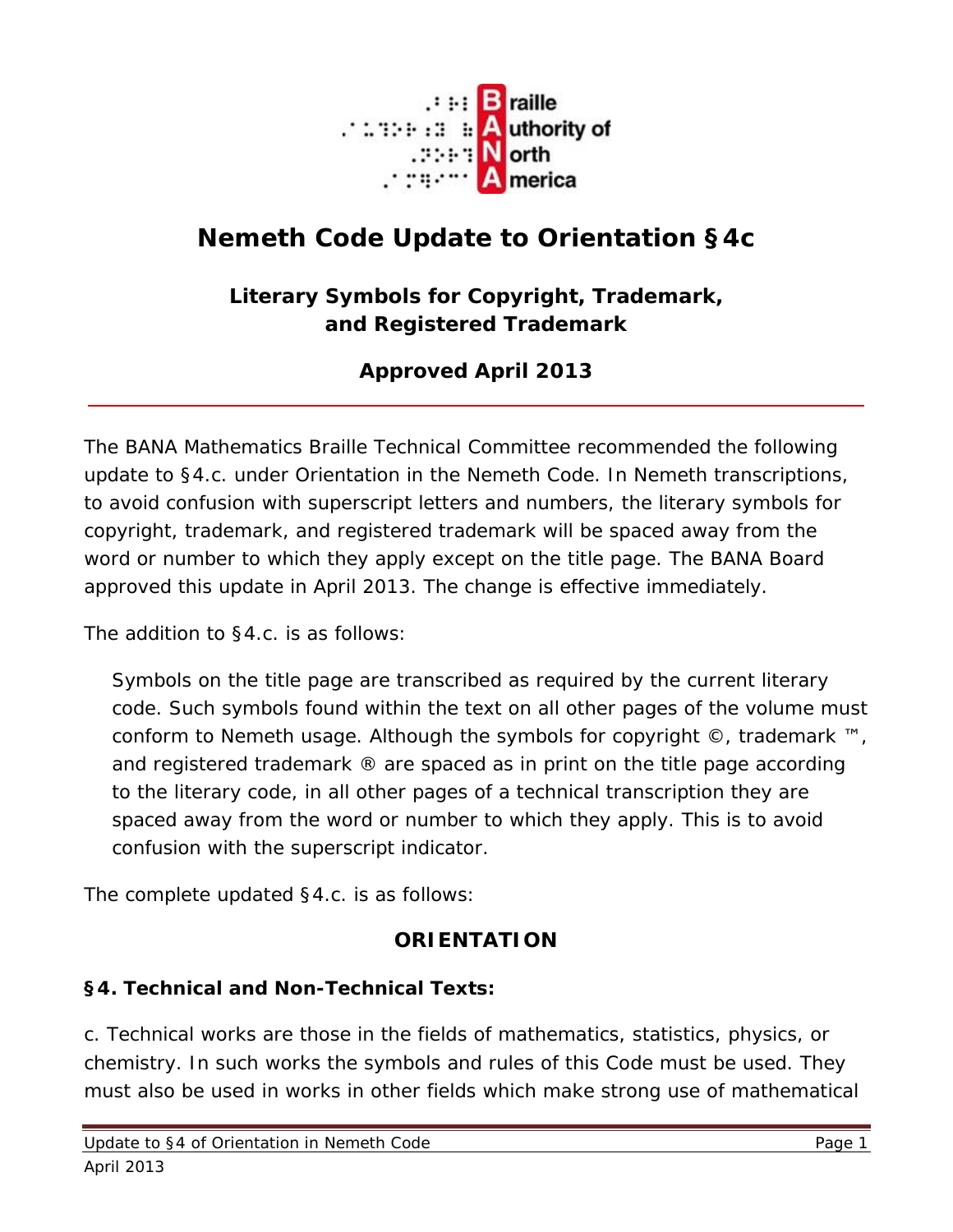Braille Authority of North America

# Nemeth Code Update to Orientation §4c

## Literary Symbols for Copyright, Trademark, and Registered Trademark

### Approved April 2013

---

The BANA Mathematics Braille Technical Committee recommended the following update to §4.c. under Orientation in the Nemeth Code. In Nemeth transcriptions, to avoid confusion with superscript letters and numbers, the literary symbols for copyright, trademark, and registered trademark will be spaced away from the word or number to which they apply except on the title page. The BANA Board approved this update in April 2013. The change is effective immediately.

The addition to §4.c. is as follows:

> Symbols on the title page are transcribed as required by the current literary code. Such symbols found within the text on all other pages of the volume must conform to Nemeth usage. Although the symbols for copyright ©, trademark ™, and registered trademark ® are spaced as in print on the title page according to the literary code, in all other pages of a technical transcription they are spaced away from the word or number to which they apply. This is to avoid confusion with the superscript indicator.

The complete updated §4.c. is as follows:

## ORIENTATION

**§4. Technical and Non-Technical Texts:**

c. Technical works are those in the fields of mathematics, statistics, physics, or chemistry. In such works the symbols and rules of this Code must be used. They must also be used in works in other fields which make strong use of mathematical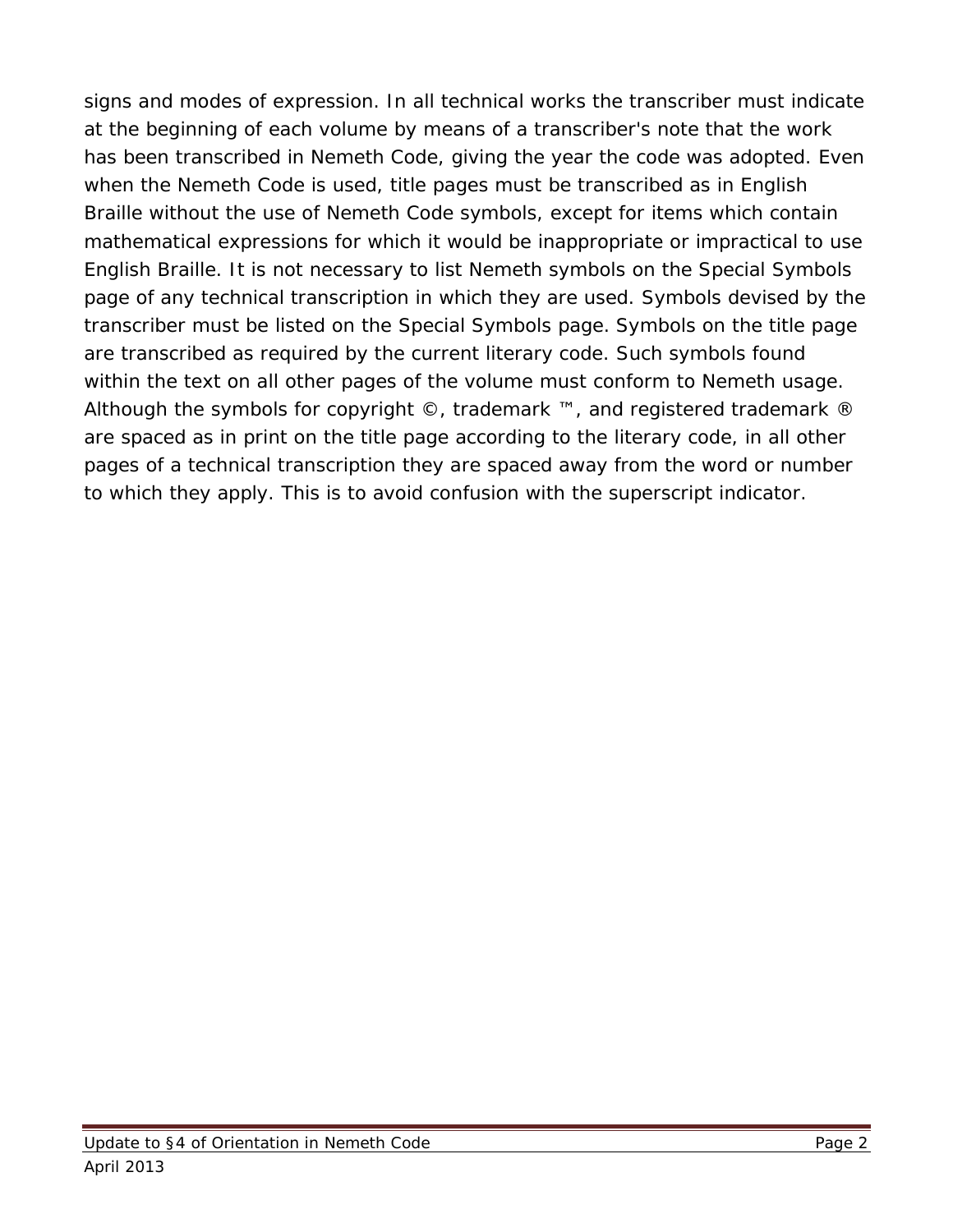signs and modes of expression. In all technical works the transcriber must indicate at the beginning of each volume by means of a transcriber's note that the work has been transcribed in Nemeth Code, giving the year the code was adopted. Even when the Nemeth Code is used, title pages must be transcribed as in English Braille without the use of Nemeth Code symbols, except for items which contain mathematical expressions for which it would be inappropriate or impractical to use English Braille. It is not necessary to list Nemeth symbols on the Special Symbols page of any technical transcription in which they are used. Symbols devised by the transcriber must be listed on the Special Symbols page. Symbols on the title page are transcribed as required by the current literary code. Such symbols found within the text on all other pages of the volume must conform to Nemeth usage. Although the symbols for copyright ©, trademark ™, and registered trademark ® are spaced as in print on the title page according to the literary code, in all other pages of a technical transcription they are spaced away from the word or number to which they apply. This is to avoid confusion with the superscript indicator.